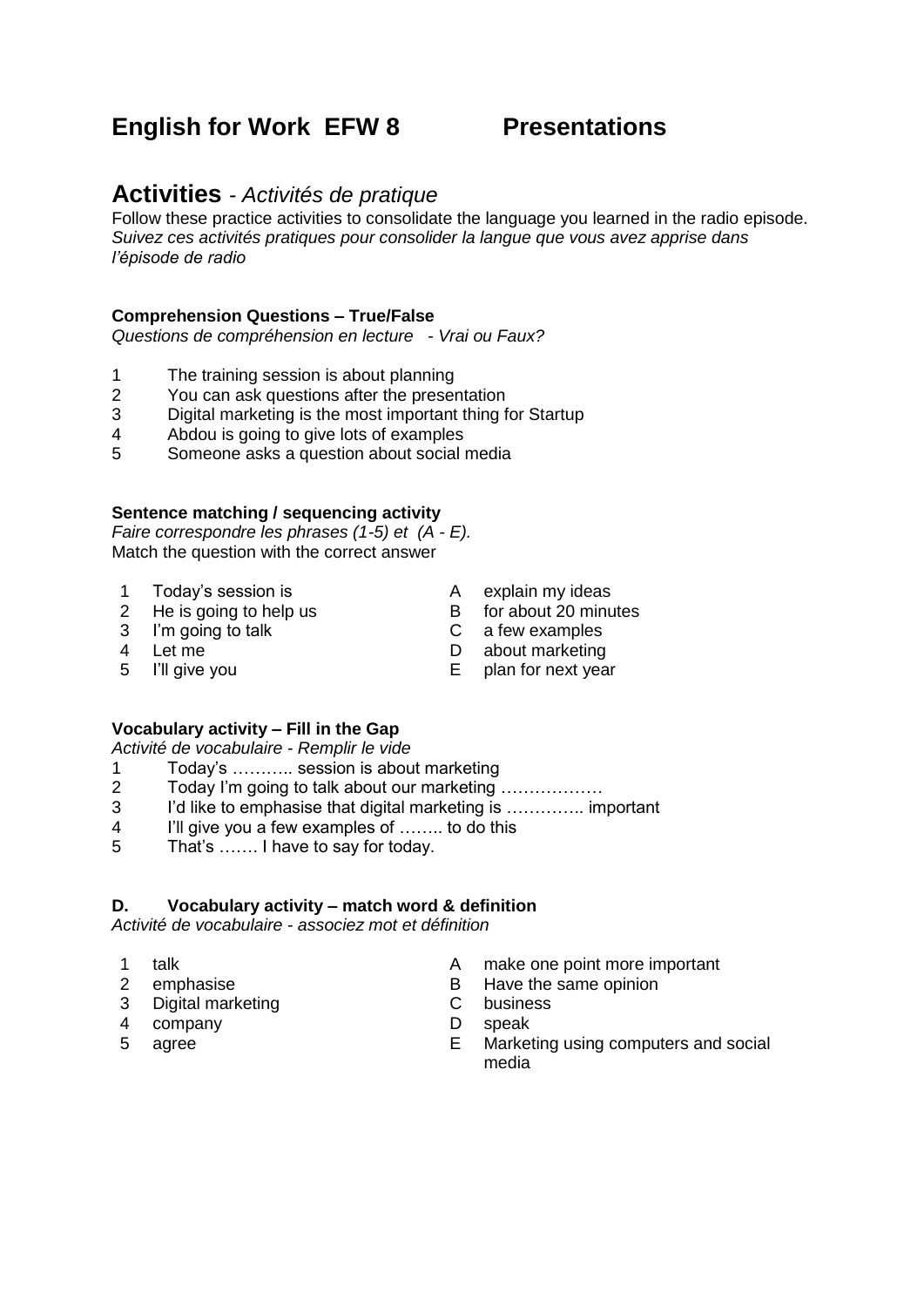# English for Work EFW 8 Presentations

## Activities - *Activités de pratique*

Follow these practice activities to consolidate the language you learned in the radio episode.
*Suivez ces activités pratiques pour consolider la langue que vous avez apprise dans l'épisode de radio*

**Comprehension Questions – True/False**
*Questions de compréhension en lecture - Vrai ou Faux?*

1 The training session is about planning
2 You can ask questions after the presentation
3 Digital marketing is the most important thing for Startup
4 Abdou is going to give lots of examples
5 Someone asks a question about social media

**Sentence matching / sequencing activity**
*Faire correspondre les phrases (1-5) et (A - E).*
Match the question with the correct answer

| | | | |
|---|---|---|---|
| 1 | Today's session is | A | explain my ideas |
| 2 | He is going to help us | B | for about 20 minutes |
| 3 | I'm going to talk | C | a few examples |
| 4 | Let me | D | about marketing |
| 5 | I'll give you | E | plan for next year |

**Vocabulary activity – Fill in the Gap**
*Activité de vocabulaire - Remplir le vide*

1 Today's ……….. session is about marketing
2 Today I'm going to talk about our marketing ………………
3 I'd like to emphasise that digital marketing is ………….. important
4 I'll give you a few examples of …….. to do this
5 That's ……. I have to say for today.

**D. Vocabulary activity – match word & definition**
*Activité de vocabulaire - associez mot et définition*

| | | | |
|---|---|---|---|
| 1 | talk | A | make one point more important |
| 2 | emphasise | B | Have the same opinion |
| 3 | Digital marketing | C | business |
| 4 | company | D | speak |
| 5 | agree | E | Marketing using computers and social media |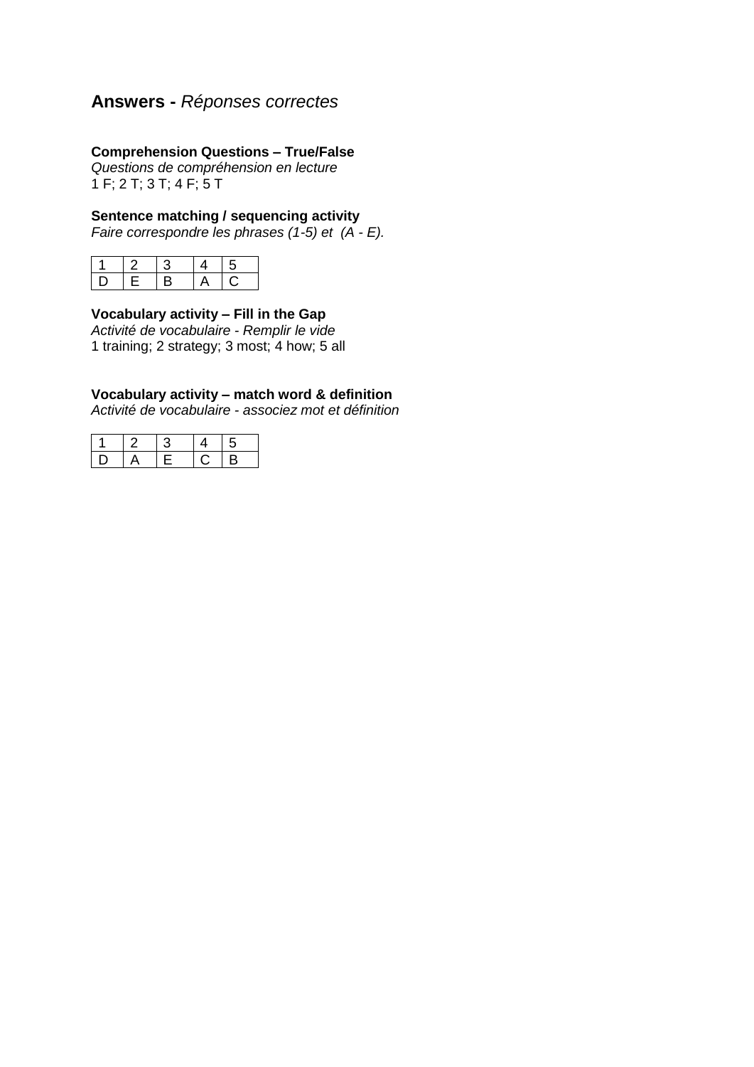## **Answers -** *Réponses correctes*

**Comprehension Questions – True/False**
*Questions de compréhension en lecture*
1 F; 2 T; 3 T; 4 F; 5 T

**Sentence matching / sequencing activity**
*Faire correspondre les phrases (1-5) et (A - E).*

| 1 | 2 | 3 | 4 | 5 |
|---|---|---|---|---|
| D | E | B | A | C |

**Vocabulary activity – Fill in the Gap**
*Activité de vocabulaire - Remplir le vide*
1 training; 2 strategy; 3 most; 4 how; 5 all

**Vocabulary activity – match word & definition**
*Activité de vocabulaire - associez mot et définition*

| 1 | 2 | 3 | 4 | 5 |
|---|---|---|---|---|
| D | A | E | C | B |